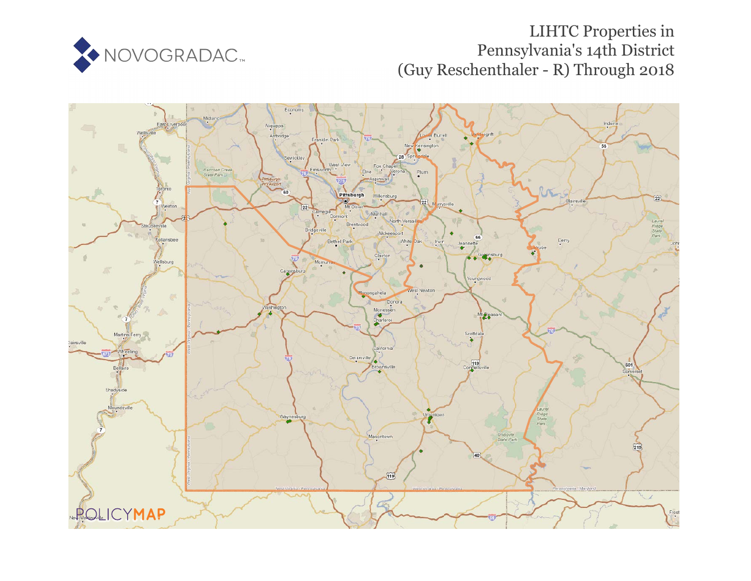# LIHTC Properties in Pennsylvania's 14th District (Guy Reschenthaler - R) Through 2018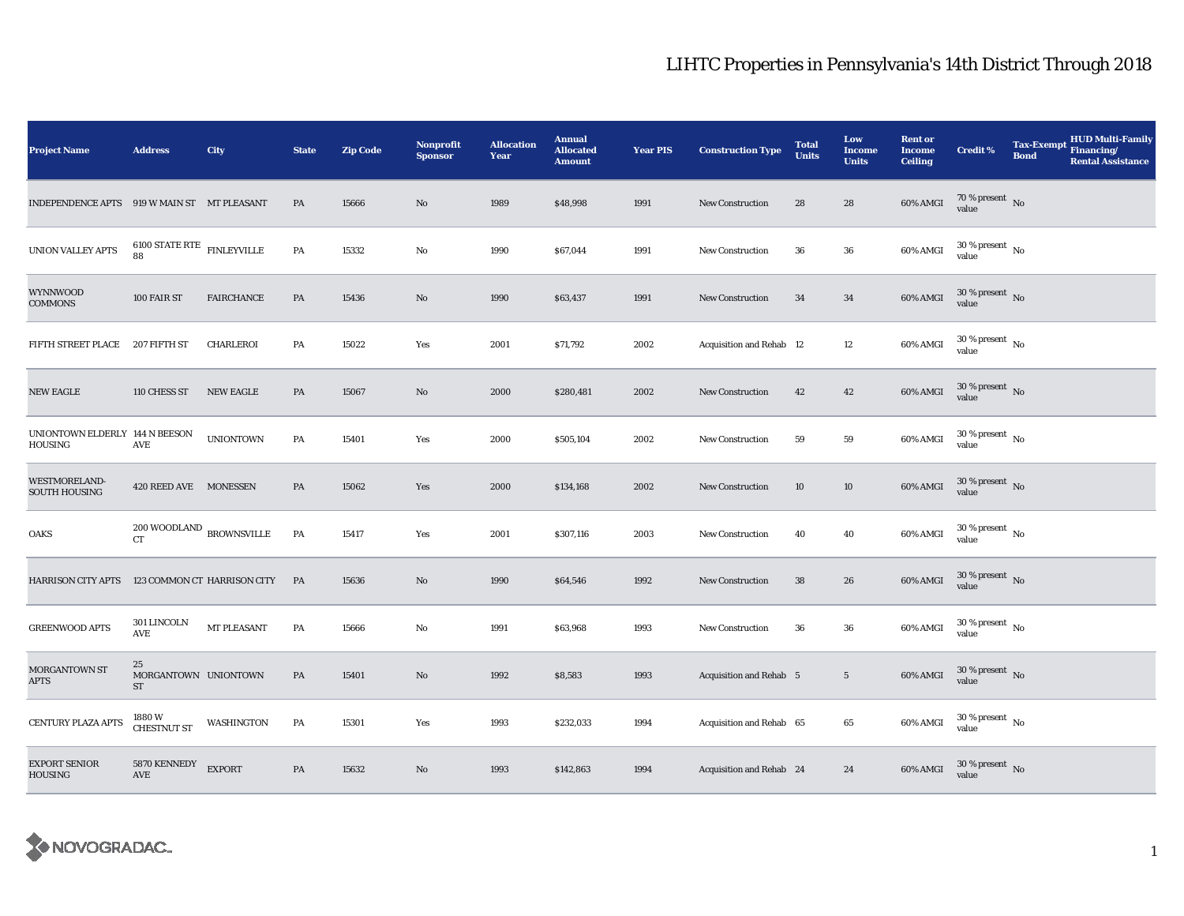# LIHTC Properties in Pennsylvania's 14th District Through 2018

| Project Name | Address | City | State | Zip Code | Nonprofit Sponsor | Allocation Year | Annual Allocated Amount | Year PIS | Construction Type | Total Units | Low Income Units | Rent or Income Ceiling | Credit % | Tax-Exempt Bond | HUD Multi-Family Financing/ Rental Assistance |
|---|---|---|---|---|---|---|---|---|---|---|---|---|---|---|---|
| INDEPENDENCE APTS | 919 W MAIN ST | MT PLEASANT | PA | 15666 | No | 1989 | $48,998 | 1991 | New Construction | 28 | 28 | 60% AMGI | 70 % present value | No | |
| UNION VALLEY APTS | 6100 STATE RTE 88 | FINLEYVILLE | PA | 15332 | No | 1990 | $67,044 | 1991 | New Construction | 36 | 36 | 60% AMGI | 30 % present value | No | |
| WYNNWOOD COMMONS | 100 FAIR ST | FAIRCHANCE | PA | 15436 | No | 1990 | $63,437 | 1991 | New Construction | 34 | 34 | 60% AMGI | 30 % present value | No | |
| FIFTH STREET PLACE | 207 FIFTH ST | CHARLEROI | PA | 15022 | Yes | 2001 | $71,792 | 2002 | Acquisition and Rehab | 12 | 12 | 60% AMGI | 30 % present value | No | |
| NEW EAGLE | 110 CHESS ST | NEW EAGLE | PA | 15067 | No | 2000 | $280,481 | 2002 | New Construction | 42 | 42 | 60% AMGI | 30 % present value | No | |
| UNIONTOWN ELDERLY HOUSING | 144 N BEESON AVE | UNIONTOWN | PA | 15401 | Yes | 2000 | $505,104 | 2002 | New Construction | 59 | 59 | 60% AMGI | 30 % present value | No | |
| WESTMORELAND-SOUTH HOUSING | 420 REED AVE | MONESSEN | PA | 15062 | Yes | 2000 | $134,168 | 2002 | New Construction | 10 | 10 | 60% AMGI | 30 % present value | No | |
| OAKS | 200 WOODLAND CT | BROWNSVILLE | PA | 15417 | Yes | 2001 | $307,116 | 2003 | New Construction | 40 | 40 | 60% AMGI | 30 % present value | No | |
| HARRISON CITY APTS | 123 COMMON CT | HARRISON CITY | PA | 15636 | No | 1990 | $64,546 | 1992 | New Construction | 38 | 26 | 60% AMGI | 30 % present value | No | |
| GREENWOOD APTS | 301 LINCOLN AVE | MT PLEASANT | PA | 15666 | No | 1991 | $63,968 | 1993 | New Construction | 36 | 36 | 60% AMGI | 30 % present value | No | |
| MORGANTOWN ST APTS | 25 MORGANTOWN ST | UNIONTOWN | PA | 15401 | No | 1992 | $8,583 | 1993 | Acquisition and Rehab | 5 | 5 | 60% AMGI | 30 % present value | No | |
| CENTURY PLAZA APTS | 1880 W CHESTNUT ST | WASHINGTON | PA | 15301 | Yes | 1993 | $232,033 | 1994 | Acquisition and Rehab | 65 | 65 | 60% AMGI | 30 % present value | No | |
| EXPORT SENIOR HOUSING | 5870 KENNEDY AVE | EXPORT | PA | 15632 | No | 1993 | $142,863 | 1994 | Acquisition and Rehab | 24 | 24 | 60% AMGI | 30 % present value | No | |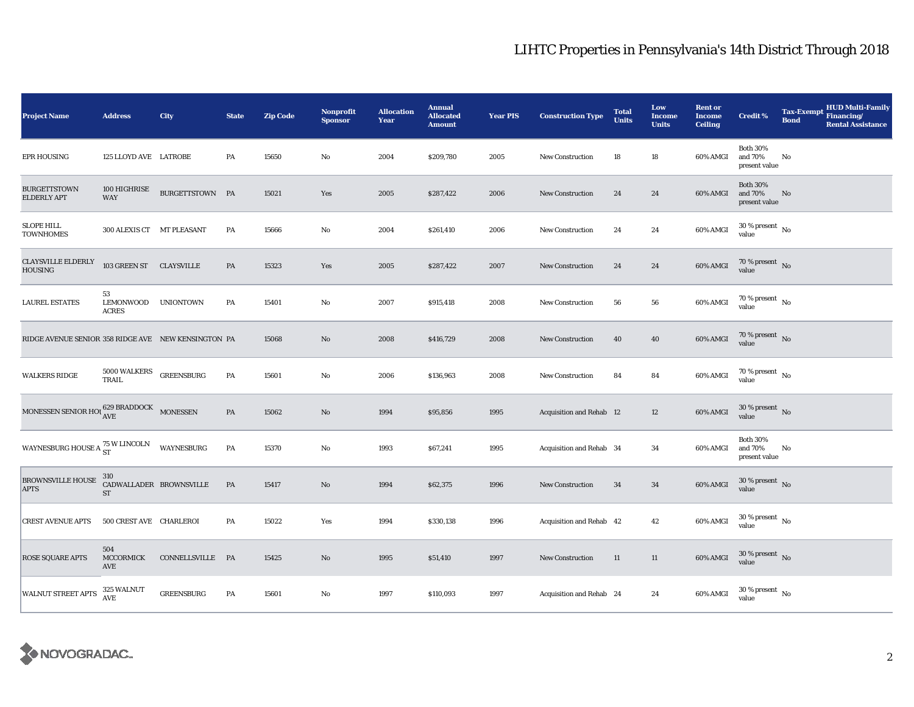# LIHTC Properties in Pennsylvania's 14th District Through 2018

| Project Name | Address | City | State | Zip Code | Nonprofit Sponsor | Allocation Year | Annual Allocated Amount | Year PIS | Construction Type | Total Units | Low Income Units | Rent or Income Ceiling | Credit % | Tax-Exempt Bond | HUD Multi-Family Financing/ Rental Assistance |
|---|---|---|---|---|---|---|---|---|---|---|---|---|---|---|---|
| EPR HOUSING | 125 LLOYD AVE | LATROBE | PA | 15650 | No | 2004 | $209,780 | 2005 | New Construction | 18 | 18 | 60% AMGI | Both 30% and 70% present value | No | |
| BURGETTSTOWN ELDERLY APT | 100 HIGHRISE WAY | BURGETTSTOWN | PA | 15021 | Yes | 2005 | $287,422 | 2006 | New Construction | 24 | 24 | 60% AMGI | Both 30% and 70% present value | No | |
| SLOPE HILL TOWNHOMES | 300 ALEXIS CT | MT PLEASANT | PA | 15666 | No | 2004 | $261,410 | 2006 | New Construction | 24 | 24 | 60% AMGI | 30 % present value | No | |
| CLAYSVILLE ELDERLY HOUSING | 103 GREEN ST | CLAYSVILLE | PA | 15323 | Yes | 2005 | $287,422 | 2007 | New Construction | 24 | 24 | 60% AMGI | 70 % present value | No | |
| LAUREL ESTATES | 53 LEMONWOOD ACRES | UNIONTOWN | PA | 15401 | No | 2007 | $915,418 | 2008 | New Construction | 56 | 56 | 60% AMGI | 70 % present value | No | |
| RIDGE AVENUE SENIOR | 358 RIDGE AVE | NEW KENSINGTON | PA | 15068 | No | 2008 | $416,729 | 2008 | New Construction | 40 | 40 | 60% AMGI | 70 % present value | No | |
| WALKERS RIDGE | 5000 WALKERS TRAIL | GREENSBURG | PA | 15601 | No | 2006 | $136,963 | 2008 | New Construction | 84 | 84 | 60% AMGI | 70 % present value | No | |
| MONESSEN SENIOR HOU | 629 BRADDOCK AVE | MONESSEN | PA | 15062 | No | 1994 | $95,856 | 1995 | Acquisition and Rehab | 12 | 12 | 60% AMGI | 30 % present value | No | |
| WAYNESBURG HOUSE A | 75 W LINCOLN ST | WAYNESBURG | PA | 15370 | No | 1993 | $67,241 | 1995 | Acquisition and Rehab | 34 | 34 | 60% AMGI | Both 30% and 70% present value | No | |
| BROWNSVILLE HOUSE APTS | 310 CADWALLADER ST | BROWNSVILLE | PA | 15417 | No | 1994 | $62,375 | 1996 | New Construction | 34 | 34 | 60% AMGI | 30 % present value | No | |
| CREST AVENUE APTS | 500 CREST AVE | CHARLEROI | PA | 15022 | Yes | 1994 | $330,138 | 1996 | Acquisition and Rehab | 42 | 42 | 60% AMGI | 30 % present value | No | |
| ROSE SQUARE APTS | 504 MCCORMICK AVE | CONNELLSVILLE | PA | 15425 | No | 1995 | $51,410 | 1997 | New Construction | 11 | 11 | 60% AMGI | 30 % present value | No | |
| WALNUT STREET APTS | 325 WALNUT AVE | GREENSBURG | PA | 15601 | No | 1997 | $110,093 | 1997 | Acquisition and Rehab | 24 | 24 | 60% AMGI | 30 % present value | No | |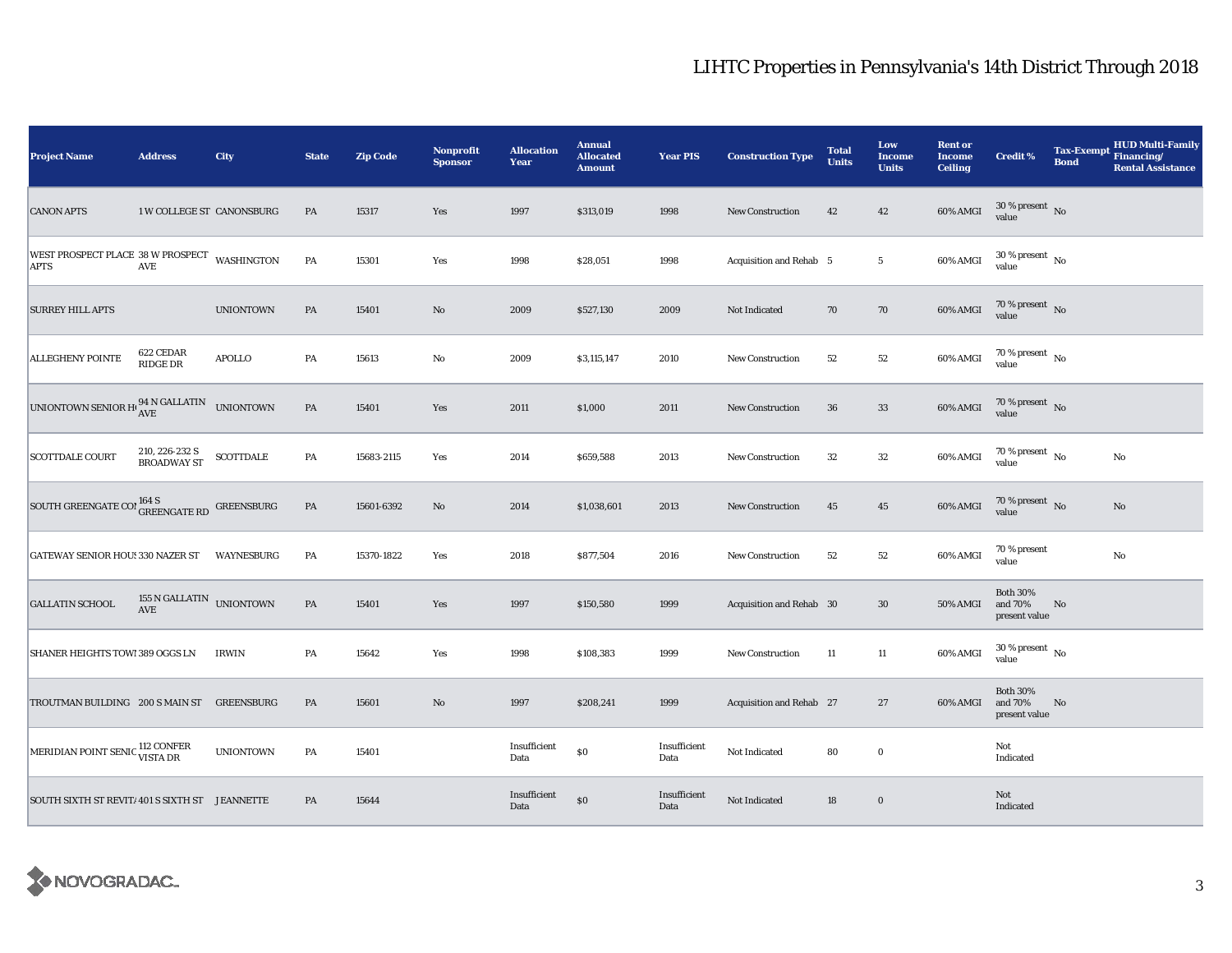# LIHTC Properties in Pennsylvania's 14th District Through 2018

| Project Name | Address | City | State | Zip Code | Nonprofit Sponsor | Allocation Year | Annual Allocated Amount | Year PIS | Construction Type | Total Units | Low Income Units | Rent or Income Ceiling | Credit % | Tax-Exempt Bond | HUD Multi-Family Financing/ Rental Assistance |
|---|---|---|---|---|---|---|---|---|---|---|---|---|---|---|---|
| CANON APTS | 1 W COLLEGE ST | CANONSBURG | PA | 15317 | Yes | 1997 | $313,019 | 1998 | New Construction | 42 | 42 | 60% AMGI | 30 % present value | No | |
| WEST PROSPECT PLACE APTS | 38 W PROSPECT AVE | WASHINGTON | PA | 15301 | Yes | 1998 | $28,051 | 1998 | Acquisition and Rehab | 5 | 5 | 60% AMGI | 30 % present value | No | |
| SURREY HILL APTS | | UNIONTOWN | PA | 15401 | No | 2009 | $527,130 | 2009 | Not Indicated | 70 | 70 | 60% AMGI | 70 % present value | No | |
| ALLEGHENY POINTE | 622 CEDAR RIDGE DR | APOLLO | PA | 15613 | No | 2009 | $3,115,147 | 2010 | New Construction | 52 | 52 | 60% AMGI | 70 % present value | No | |
| UNIONTOWN SENIOR H( | 94 N GALLATIN AVE | UNIONTOWN | PA | 15401 | Yes | 2011 | $1,000 | 2011 | New Construction | 36 | 33 | 60% AMGI | 70 % present value | No | |
| SCOTTDALE COURT | 210, 226-232 S BROADWAY ST | SCOTTDALE | PA | 15683-2115 | Yes | 2014 | $659,588 | 2013 | New Construction | 32 | 32 | 60% AMGI | 70 % present value | No | No |
| SOUTH GREENGATE COI | 164 S GREENGATE RD | GREENSBURG | PA | 15601-6392 | No | 2014 | $1,038,601 | 2013 | New Construction | 45 | 45 | 60% AMGI | 70 % present value | No | No |
| GATEWAY SENIOR HOUS | 330 NAZER ST | WAYNESBURG | PA | 15370-1822 | Yes | 2018 | $877,504 | 2016 | New Construction | 52 | 52 | 60% AMGI | 70 % present value | | No |
| GALLATIN SCHOOL | 155 N GALLATIN AVE | UNIONTOWN | PA | 15401 | Yes | 1997 | $150,580 | 1999 | Acquisition and Rehab | 30 | 30 | 50% AMGI | Both 30% and 70% present value | No | |
| SHANER HEIGHTS TOWI | 389 OGGS LN | IRWIN | PA | 15642 | Yes | 1998 | $108,383 | 1999 | New Construction | 11 | 11 | 60% AMGI | 30 % present value | No | |
| TROUTMAN BUILDING | 200 S MAIN ST | GREENSBURG | PA | 15601 | No | 1997 | $208,241 | 1999 | Acquisition and Rehab | 27 | 27 | 60% AMGI | Both 30% and 70% present value | No | |
| MERIDIAN POINT SENIC | 112 CONFER VISTA DR | UNIONTOWN | PA | 15401 | | Insufficient Data | $0 | Insufficient Data | Not Indicated | 80 | 0 | | Not Indicated | | |
| SOUTH SIXTH ST REVIT/ | 401 S SIXTH ST | JEANNETTE | PA | 15644 | | Insufficient Data | $0 | Insufficient Data | Not Indicated | 18 | 0 | | Not Indicated | | |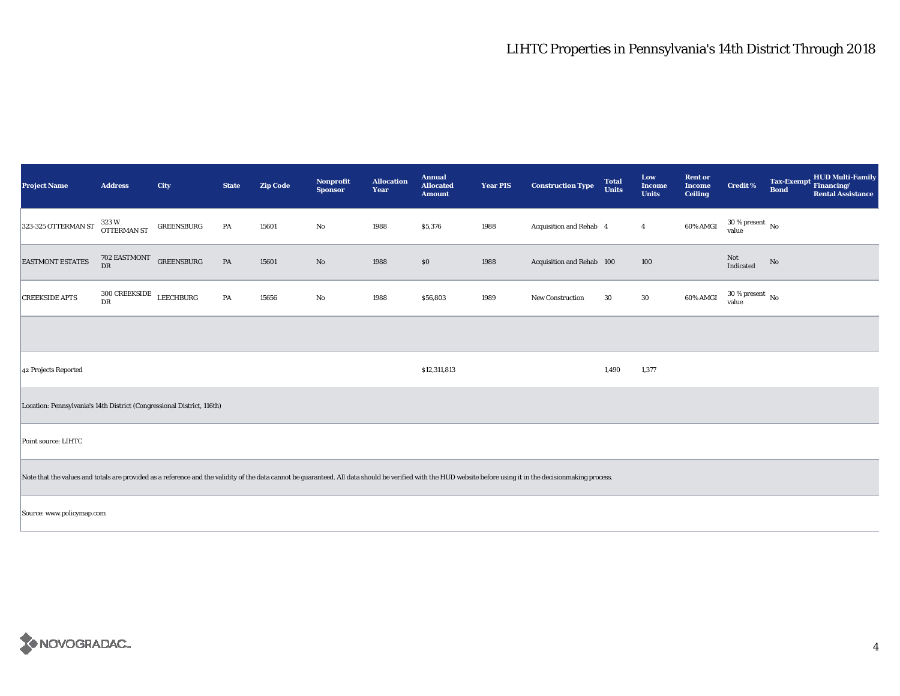# LIHTC Properties in Pennsylvania's 14th District Through 2018

| Project Name | Address | City | State | Zip Code | Nonprofit Sponsor | Allocation Year | Annual Allocated Amount | Year PIS | Construction Type | Total Units | Low Income Units | Rent or Income Ceiling | Credit % | Tax-Exempt Bond | HUD Multi-Family Financing/ Rental Assistance |
|---|---|---|---|---|---|---|---|---|---|---|---|---|---|---|---|
| 323-325 OTTERMAN ST | 323 W OTTERMAN ST | GREENSBURG | PA | 15601 | No | 1988 | $5,376 | 1988 | Acquisition and Rehab | 4 | 4 | 60% AMGI | 30 % present value | No | |
| EASTMONT ESTATES | 702 EASTMONT DR | GREENSBURG | PA | 15601 | No | 1988 | $0 | 1988 | Acquisition and Rehab | 100 | 100 | | Not Indicated | No | |
| CREEKSIDE APTS | 300 CREEKSIDE DR | LEECHBURG | PA | 15656 | No | 1988 | $56,803 | 1989 | New Construction | 30 | 30 | 60% AMGI | 30 % present value | No | |
| | | | | | | | | | | | | | | | |
| 42 Projects Reported | | | | | | | $12,311,813 | | | 1,490 | 1,377 | | | | |

Location: Pennsylvania's 14th District (Congressional District, 116th)

Point source: LIHTC

Note that the values and totals are provided as a reference and the validity of the data cannot be guaranteed. All data should be verified with the HUD website before using it in the decisionmaking process.

Source: www.policymap.com